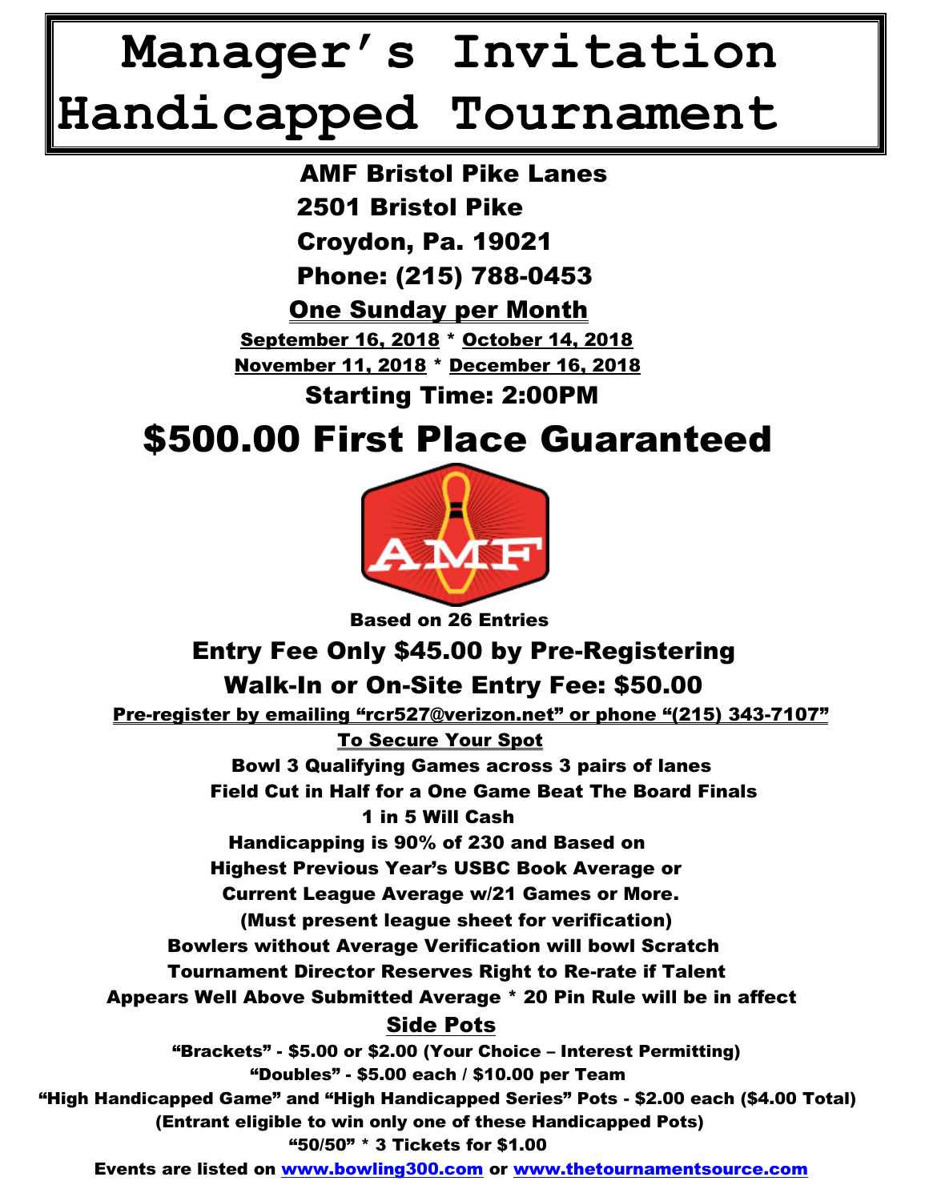# Manager's Invitation Handicapped Tournament

**AMF Bristol Pike Lanes**
**2501 Bristol Pike**
**Croydon, Pa. 19021**
**Phone: (215) 788-0453**

**One Sunday per Month**

**September 16, 2018 * October 14, 2018**
**November 11, 2018 * December 16, 2018**

**Starting Time: 2:00PM**

## $500.00 First Place Guaranteed

**Based on 26 Entries**

**Entry Fee Only $45.00 by Pre-Registering**

**Walk-In or On-Site Entry Fee: $50.00**

**Pre-register by emailing "rcr527@verizon.net" or phone "(215) 343-7107"**
**To Secure Your Spot**

**Bowl 3 Qualifying Games across 3 pairs of lanes**
**Field Cut in Half for a One Game Beat The Board Finals**
**1 in 5 Will Cash**
**Handicapping is 90% of 230 and Based on**
**Highest Previous Year's USBC Book Average or**
**Current League Average w/21 Games or More.**
**(Must present league sheet for verification)**
**Bowlers without Average Verification will bowl Scratch**
**Tournament Director Reserves Right to Re-rate if Talent**
**Appears Well Above Submitted Average * 20 Pin Rule will be in affect**

**Side Pots**

**"Brackets" - $5.00 or $2.00 (Your Choice – Interest Permitting)**
**"Doubles" - $5.00 each / $10.00 per Team**
**"High Handicapped Game" and "High Handicapped Series" Pots - $2.00 each ($4.00 Total)**
**(Entrant eligible to win only one of these Handicapped Pots)**
**"50/50" * 3 Tickets for $1.00**

**Events are listed on www.bowling300.com or www.thetournamentsource.com**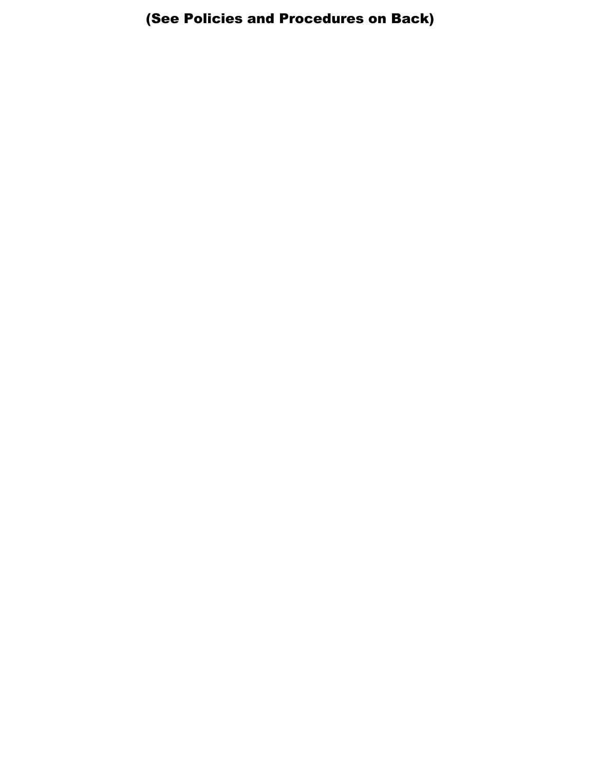**(See Policies and Procedures on Back)**